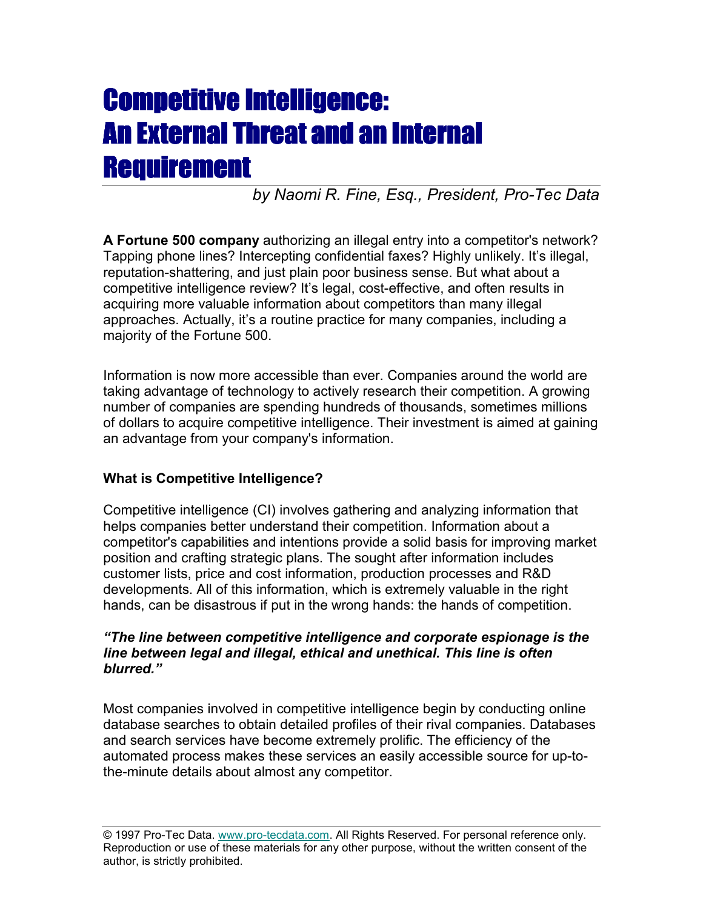# Competitive Intelligence: An External Threat and an Internal Requirement

*by Naomi R. Fine, Esq., President, Pro-Tec Data*

**A Fortune 500 company** authorizing an illegal entry into a competitor's network? Tapping phone lines? Intercepting confidential faxes? Highly unlikely. It's illegal, reputation-shattering, and just plain poor business sense. But what about a competitive intelligence review? It's legal, cost-effective, and often results in acquiring more valuable information about competitors than many illegal approaches. Actually, it's a routine practice for many companies, including a majority of the Fortune 500.

Information is now more accessible than ever. Companies around the world are taking advantage of technology to actively research their competition. A growing number of companies are spending hundreds of thousands, sometimes millions of dollars to acquire competitive intelligence. Their investment is aimed at gaining an advantage from your company's information.

### What is Competitive Intelligence?

Competitive intelligence (CI) involves gathering and analyzing information that helps companies better understand their competition. Information about a competitor's capabilities and intentions provide a solid basis for improving market position and crafting strategic plans. The sought after information includes customer lists, price and cost information, production processes and R&D developments. All of this information, which is extremely valuable in the right hands, can be disastrous if put in the wrong hands: the hands of competition.

***"The line between competitive intelligence and corporate espionage is the line between legal and illegal, ethical and unethical. This line is often blurred."***

Most companies involved in competitive intelligence begin by conducting online database searches to obtain detailed profiles of their rival companies. Databases and search services have become extremely prolific. The efficiency of the automated process makes these services an easily accessible source for up-to-the-minute details about almost any competitor.

© 1997 Pro-Tec Data. www.pro-tecdata.com. All Rights Reserved. For personal reference only. Reproduction or use of these materials for any other purpose, without the written consent of the author, is strictly prohibited.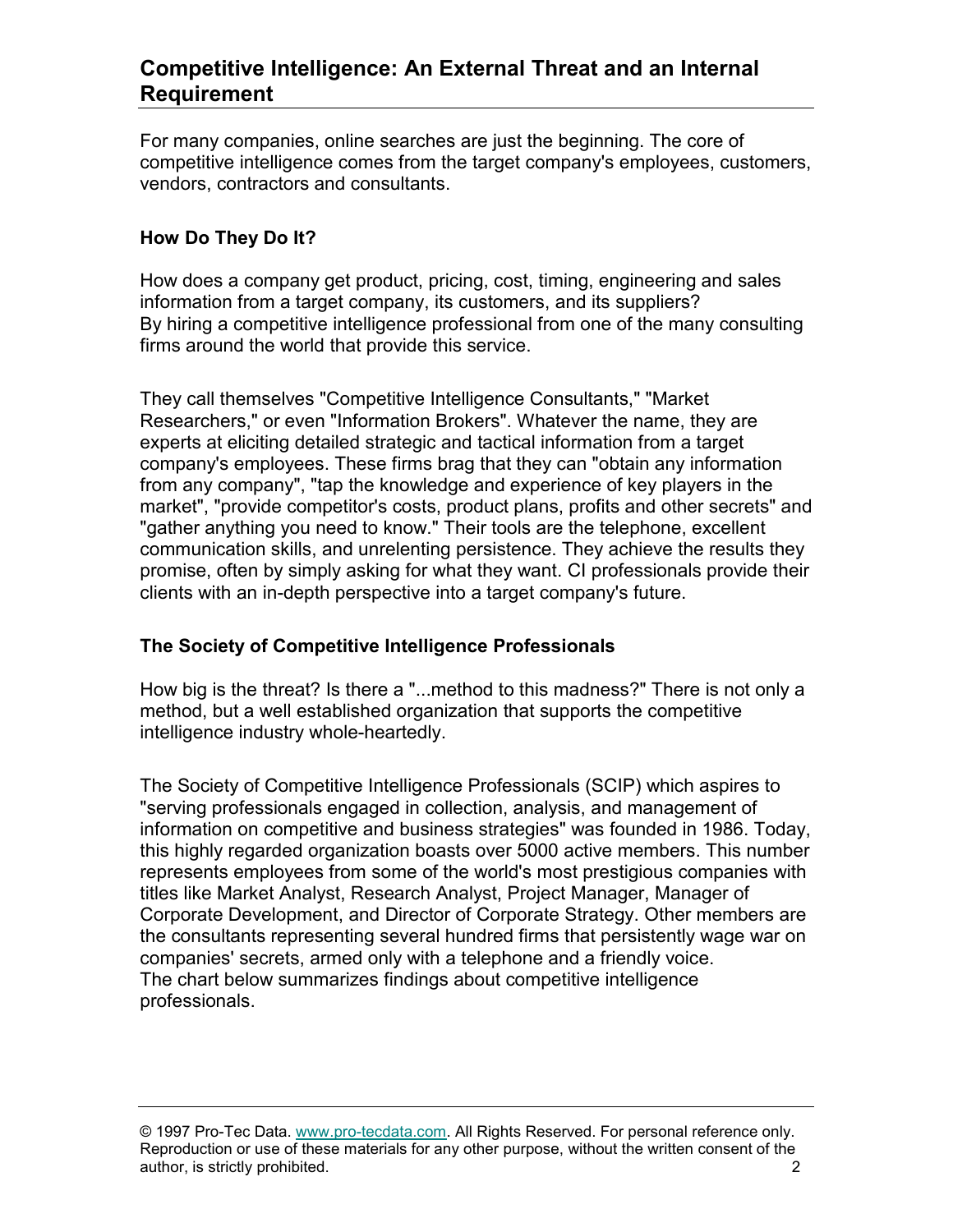# Competitive Intelligence: An External Threat and an Internal Requirement

For many companies, online searches are just the beginning. The core of competitive intelligence comes from the target company's employees, customers, vendors, contractors and consultants.

### How Do They Do It?

How does a company get product, pricing, cost, timing, engineering and sales information from a target company, its customers, and its suppliers? By hiring a competitive intelligence professional from one of the many consulting firms around the world that provide this service.

They call themselves "Competitive Intelligence Consultants," "Market Researchers," or even "Information Brokers". Whatever the name, they are experts at eliciting detailed strategic and tactical information from a target company's employees. These firms brag that they can "obtain any information from any company", "tap the knowledge and experience of key players in the market", "provide competitor's costs, product plans, profits and other secrets" and "gather anything you need to know." Their tools are the telephone, excellent communication skills, and unrelenting persistence. They achieve the results they promise, often by simply asking for what they want. CI professionals provide their clients with an in-depth perspective into a target company's future.

### The Society of Competitive Intelligence Professionals

How big is the threat? Is there a "...method to this madness?" There is not only a method, but a well established organization that supports the competitive intelligence industry whole-heartedly.

The Society of Competitive Intelligence Professionals (SCIP) which aspires to "serving professionals engaged in collection, analysis, and management of information on competitive and business strategies" was founded in 1986. Today, this highly regarded organization boasts over 5000 active members. This number represents employees from some of the world's most prestigious companies with titles like Market Analyst, Research Analyst, Project Manager, Manager of Corporate Development, and Director of Corporate Strategy. Other members are the consultants representing several hundred firms that persistently wage war on companies' secrets, armed only with a telephone and a friendly voice. The chart below summarizes findings about competitive intelligence professionals.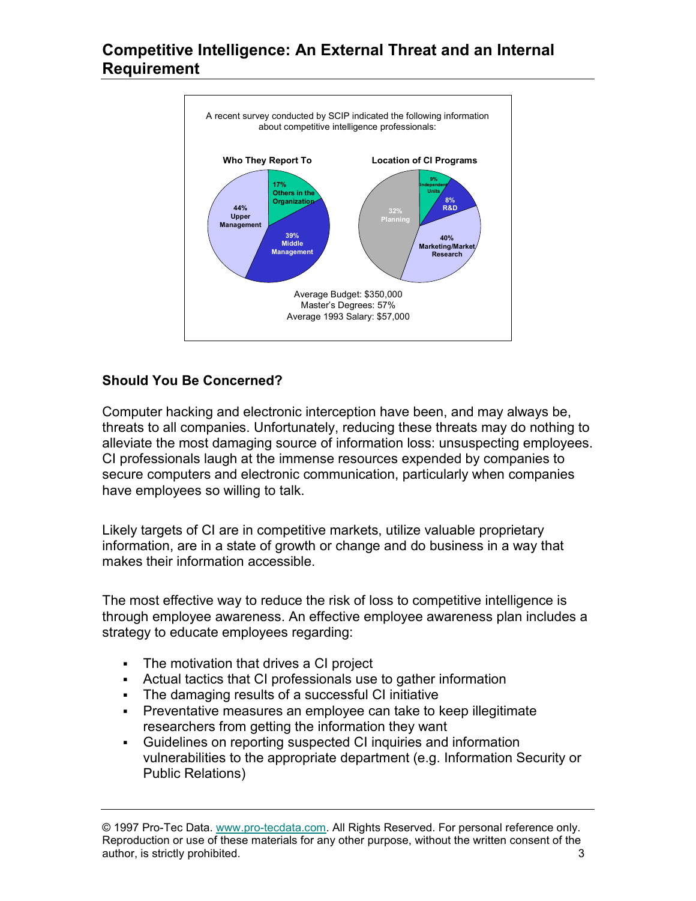## Competitive Intelligence: An External Threat and an Internal Requirement

A recent survey conducted by SCIP indicated the following information about competitive intelligence professionals:

**Who They Report To**

- 44% Upper Management
- 39% Middle Management
- 17% Others in the Organization

**Location of CI Programs**

- 40% Marketing/Market Research
- 32% Planning
- 9% Independent Units
- 8% R&D

Average Budget: $350,000
Master's Degrees: 57%
Average 1993 Salary: $57,000

### Should You Be Concerned?

Computer hacking and electronic interception have been, and may always be, threats to all companies. Unfortunately, reducing these threats may do nothing to alleviate the most damaging source of information loss: unsuspecting employees. CI professionals laugh at the immense resources expended by companies to secure computers and electronic communication, particularly when companies have employees so willing to talk.

Likely targets of CI are in competitive markets, utilize valuable proprietary information, are in a state of growth or change and do business in a way that makes their information accessible.

The most effective way to reduce the risk of loss to competitive intelligence is through employee awareness. An effective employee awareness plan includes a strategy to educate employees regarding:

- The motivation that drives a CI project
- Actual tactics that CI professionals use to gather information
- The damaging results of a successful CI initiative
- Preventative measures an employee can take to keep illegitimate researchers from getting the information they want
- Guidelines on reporting suspected CI inquiries and information vulnerabilities to the appropriate department (e.g. Information Security or Public Relations)

© 1997 Pro-Tec Data. www.pro-tecdata.com. All Rights Reserved. For personal reference only. Reproduction or use of these materials for any other purpose, without the written consent of the author, is strictly prohibited.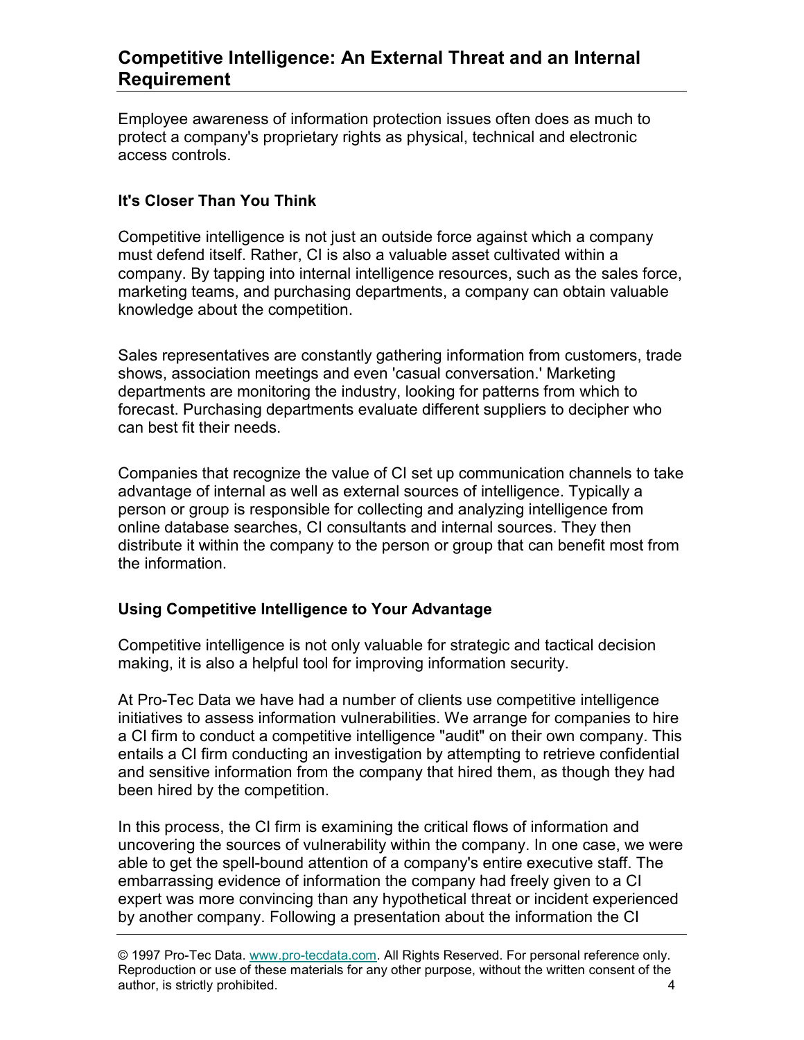## Competitive Intelligence: An External Threat and an Internal Requirement

Employee awareness of information protection issues often does as much to protect a company's proprietary rights as physical, technical and electronic access controls.

### It's Closer Than You Think

Competitive intelligence is not just an outside force against which a company must defend itself. Rather, CI is also a valuable asset cultivated within a company. By tapping into internal intelligence resources, such as the sales force, marketing teams, and purchasing departments, a company can obtain valuable knowledge about the competition.

Sales representatives are constantly gathering information from customers, trade shows, association meetings and even 'casual conversation.' Marketing departments are monitoring the industry, looking for patterns from which to forecast. Purchasing departments evaluate different suppliers to decipher who can best fit their needs.

Companies that recognize the value of CI set up communication channels to take advantage of internal as well as external sources of intelligence. Typically a person or group is responsible for collecting and analyzing intelligence from online database searches, CI consultants and internal sources. They then distribute it within the company to the person or group that can benefit most from the information.

### Using Competitive Intelligence to Your Advantage

Competitive intelligence is not only valuable for strategic and tactical decision making, it is also a helpful tool for improving information security.

At Pro-Tec Data we have had a number of clients use competitive intelligence initiatives to assess information vulnerabilities. We arrange for companies to hire a CI firm to conduct a competitive intelligence "audit" on their own company. This entails a CI firm conducting an investigation by attempting to retrieve confidential and sensitive information from the company that hired them, as though they had been hired by the competition.

In this process, the CI firm is examining the critical flows of information and uncovering the sources of vulnerability within the company. In one case, we were able to get the spell-bound attention of a company's entire executive staff. The embarrassing evidence of information the company had freely given to a CI expert was more convincing than any hypothetical threat or incident experienced by another company. Following a presentation about the information the CI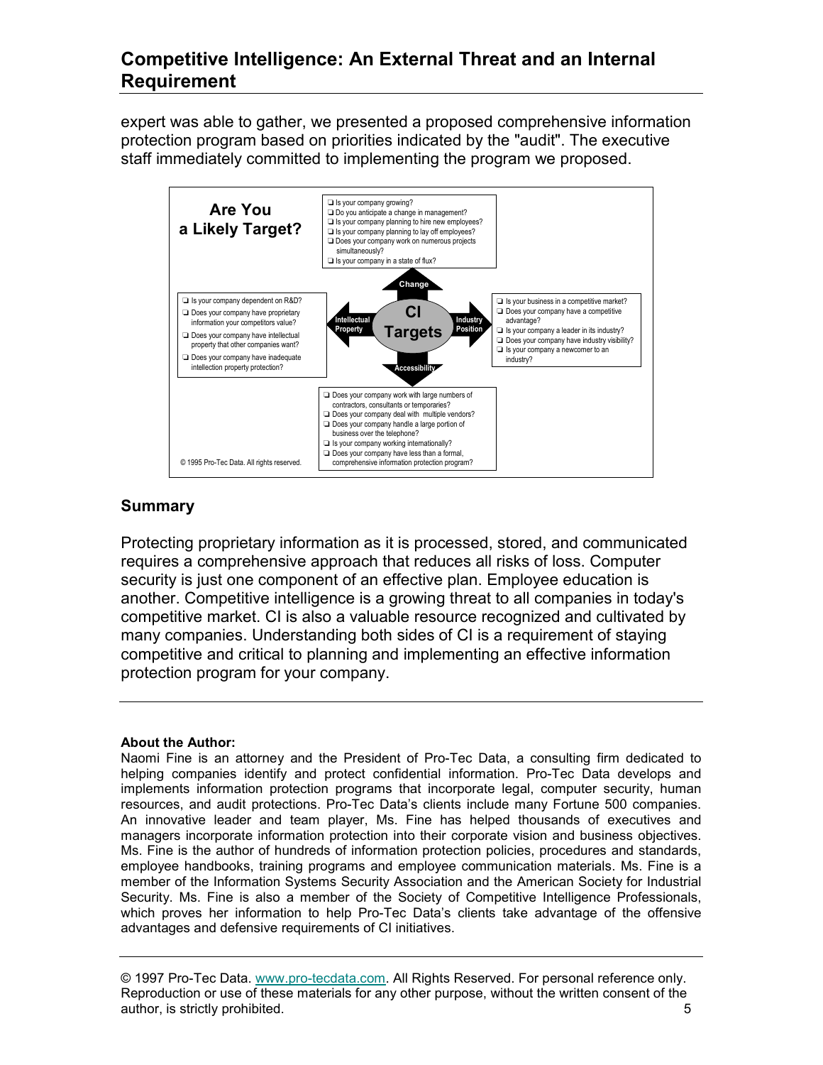expert was able to gather, we presented a proposed comprehensive information protection program based on priorities indicated by the "audit". The executive staff immediately committed to implementing the program we proposed.

**Are You a Likely Target?**

- ❑ Is your company growing?
- ❑ Do you anticipate a change in management?
- ❑ Is your company planning to hire new employees?
- ❑ Is your company planning to lay off employees?
- ❑ Does your company work on numerous projects simultaneously?
- ❑ Is your company in a state of flux?

Change

- ❑ Is your company dependent on R&D?
- ❑ Does your company have proprietary information your competitors value?
- ❑ Does your company have intellectual property that other companies want?
- ❑ Does your company have inadequate intellection property protection?

Intellectual Property

CI Targets

Industry Position

- ❑ Is your business in a competitive market?
- ❑ Does your company have a competitive advantage?
- ❑ Is your company a leader in its industry?
- ❑ Does your company have industry visibility?
- ❑ Is your company a newcomer to an industry?

Accessibility

- ❑ Does your company work with large numbers of contractors, consultants or temporaries?
- ❑ Does your company deal with multiple vendors?
- ❑ Does your company handle a large portion of business over the telephone?
- ❑ Is your company working internationally?
- ❑ Does your company have less than a formal, comprehensive information protection program?

© 1995 Pro-Tec Data. All rights reserved.

## Summary

Protecting proprietary information as it is processed, stored, and communicated requires a comprehensive approach that reduces all risks of loss. Computer security is just one component of an effective plan. Employee education is another. Competitive intelligence is a growing threat to all companies in today's competitive market. CI is also a valuable resource recognized and cultivated by many companies. Understanding both sides of CI is a requirement of staying competitive and critical to planning and implementing an effective information protection program for your company.

---

**About the Author:**

Naomi Fine is an attorney and the President of Pro-Tec Data, a consulting firm dedicated to helping companies identify and protect confidential information. Pro-Tec Data develops and implements information protection programs that incorporate legal, computer security, human resources, and audit protections. Pro-Tec Data's clients include many Fortune 500 companies. An innovative leader and team player, Ms. Fine has helped thousands of executives and managers incorporate information protection into their corporate vision and business objectives. Ms. Fine is the author of hundreds of information protection policies, procedures and standards, employee handbooks, training programs and employee communication materials. Ms. Fine is a member of the Information Systems Security Association and the American Society for Industrial Security. Ms. Fine is also a member of the Society of Competitive Intelligence Professionals, which proves her information to help Pro-Tec Data's clients take advantage of the offensive advantages and defensive requirements of CI initiatives.

---

© 1997 Pro-Tec Data. www.pro-tecdata.com. All Rights Reserved. For personal reference only. Reproduction or use of these materials for any other purpose, without the written consent of the author, is strictly prohibited.